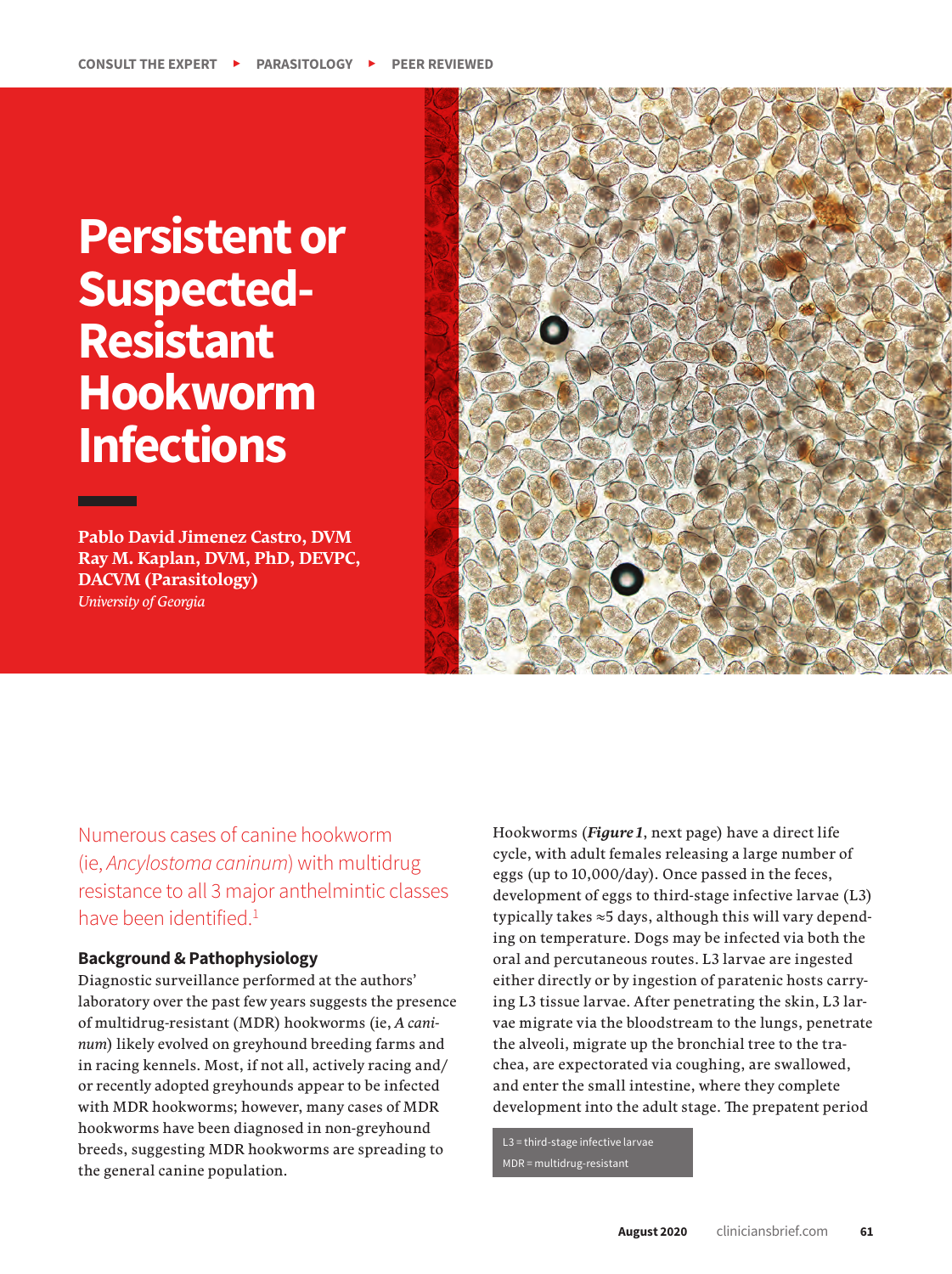CONSULT THE EXPERT ▸ PARASITOLOGY ▸ PEER REVIEWED

# Persistent or Suspected-Resistant Hookworm Infections

**Pablo David Jimenez Castro, DVM**
**Ray M. Kaplan, DVM, PhD, DEVPC, DACVM (Parasitology)**
*University of Georgia*

Numerous cases of canine hookworm (ie, *Ancylostoma caninum*) with multidrug resistance to all 3 major anthelmintic classes have been identified.[1]

## Background & Pathophysiology

Diagnostic surveillance performed at the authors' laboratory over the past few years suggests the presence of multidrug-resistant (MDR) hookworms (ie, *A caninum*) likely evolved on greyhound breeding farms and in racing kennels. Most, if not all, actively racing and/or recently adopted greyhounds appear to be infected with MDR hookworms; however, many cases of MDR hookworms have been diagnosed in non-greyhound breeds, suggesting MDR hookworms are spreading to the general canine population.

Hookworms (***Figure 1***, next page) have a direct life cycle, with adult females releasing a large number of eggs (up to 10,000/day). Once passed in the feces, development of eggs to third-stage infective larvae (L3) typically takes ≈5 days, although this will vary depending on temperature. Dogs may be infected via both the oral and percutaneous routes. L3 larvae are ingested either directly or by ingestion of paratenic hosts carrying L3 tissue larvae. After penetrating the skin, L3 larvae migrate via the bloodstream to the lungs, penetrate the alveoli, migrate up the bronchial tree to the trachea, are expectorated via coughing, are swallowed, and enter the small intestine, where they complete development into the adult stage. The prepatent period

L3 = third-stage infective larvae
MDR = multidrug-resistant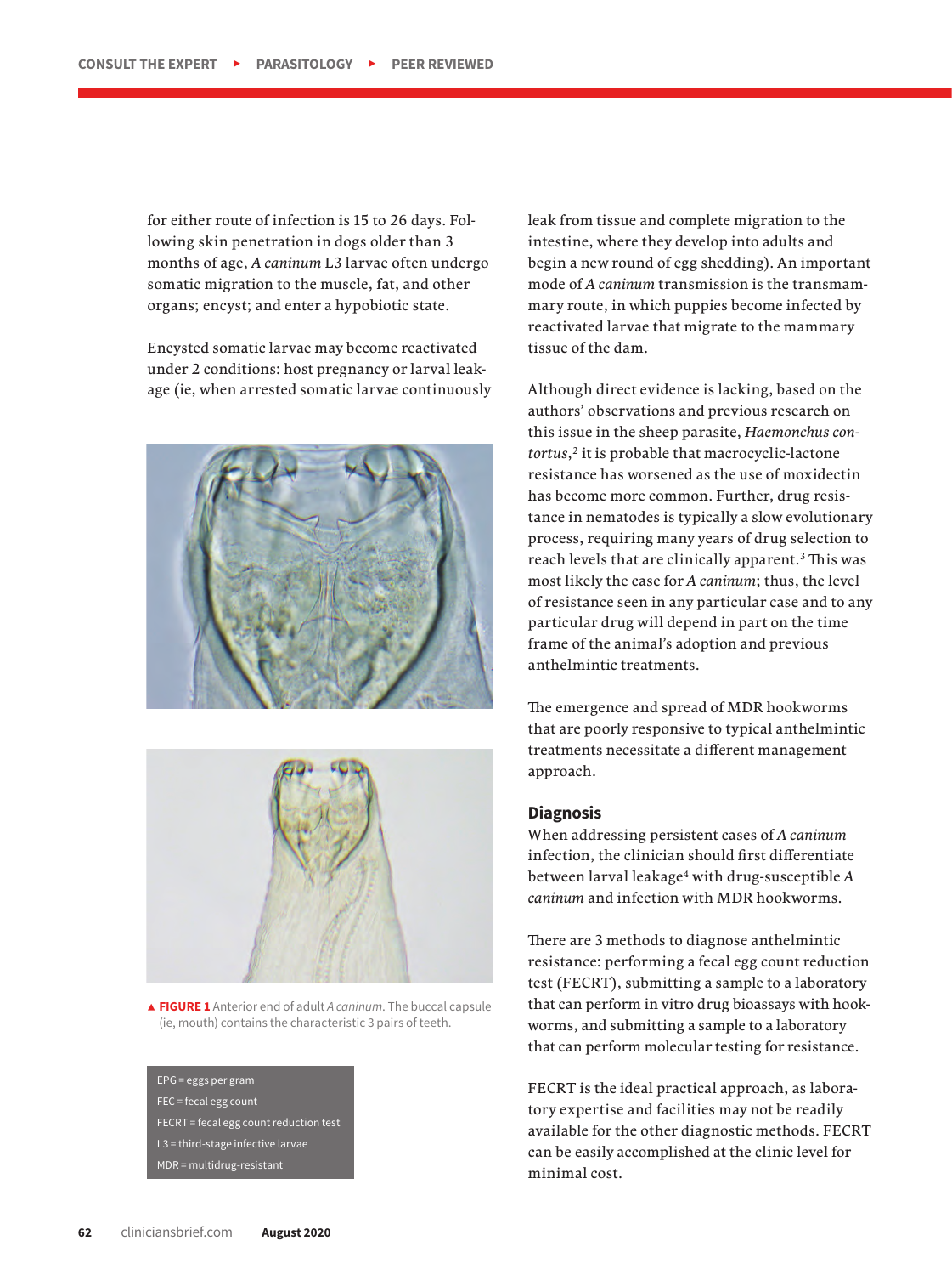for either route of infection is 15 to 26 days. Following skin penetration in dogs older than 3 months of age, *A caninum* L3 larvae often undergo somatic migration to the muscle, fat, and other organs; encyst; and enter a hypobiotic state.

Encysted somatic larvae may become reactivated under 2 conditions: host pregnancy or larval leakage (ie, when arrested somatic larvae continuously leak from tissue and complete migration to the intestine, where they develop into adults and begin a new round of egg shedding). An important mode of *A caninum* transmission is the transmammary route, in which puppies become infected by reactivated larvae that migrate to the mammary tissue of the dam.

**FIGURE 1** Anterior end of adult *A caninum*. The buccal capsule (ie, mouth) contains the characteristic 3 pairs of teeth.

EPG = eggs per gram
FEC = fecal egg count
FECRT = fecal egg count reduction test
L3 = third-stage infective larvae
MDR = multidrug-resistant

Although direct evidence is lacking, based on the authors' observations and previous research on this issue in the sheep parasite, *Haemonchus contortus*,[2] it is probable that macrocyclic-lactone resistance has worsened as the use of moxidectin has become more common. Further, drug resistance in nematodes is typically a slow evolutionary process, requiring many years of drug selection to reach levels that are clinically apparent.[3] This was most likely the case for *A caninum*; thus, the level of resistance seen in any particular case and to any particular drug will depend in part on the time frame of the animal's adoption and previous anthelmintic treatments.

The emergence and spread of MDR hookworms that are poorly responsive to typical anthelmintic treatments necessitate a different management approach.

## Diagnosis

When addressing persistent cases of *A caninum* infection, the clinician should first differentiate between larval leakage[4] with drug-susceptible *A caninum* and infection with MDR hookworms.

There are 3 methods to diagnose anthelmintic resistance: performing a fecal egg count reduction test (FECRT), submitting a sample to a laboratory that can perform in vitro drug bioassays with hookworms, and submitting a sample to a laboratory that can perform molecular testing for resistance.

FECRT is the ideal practical approach, as laboratory expertise and facilities may not be readily available for the other diagnostic methods. FECRT can be easily accomplished at the clinic level for minimal cost.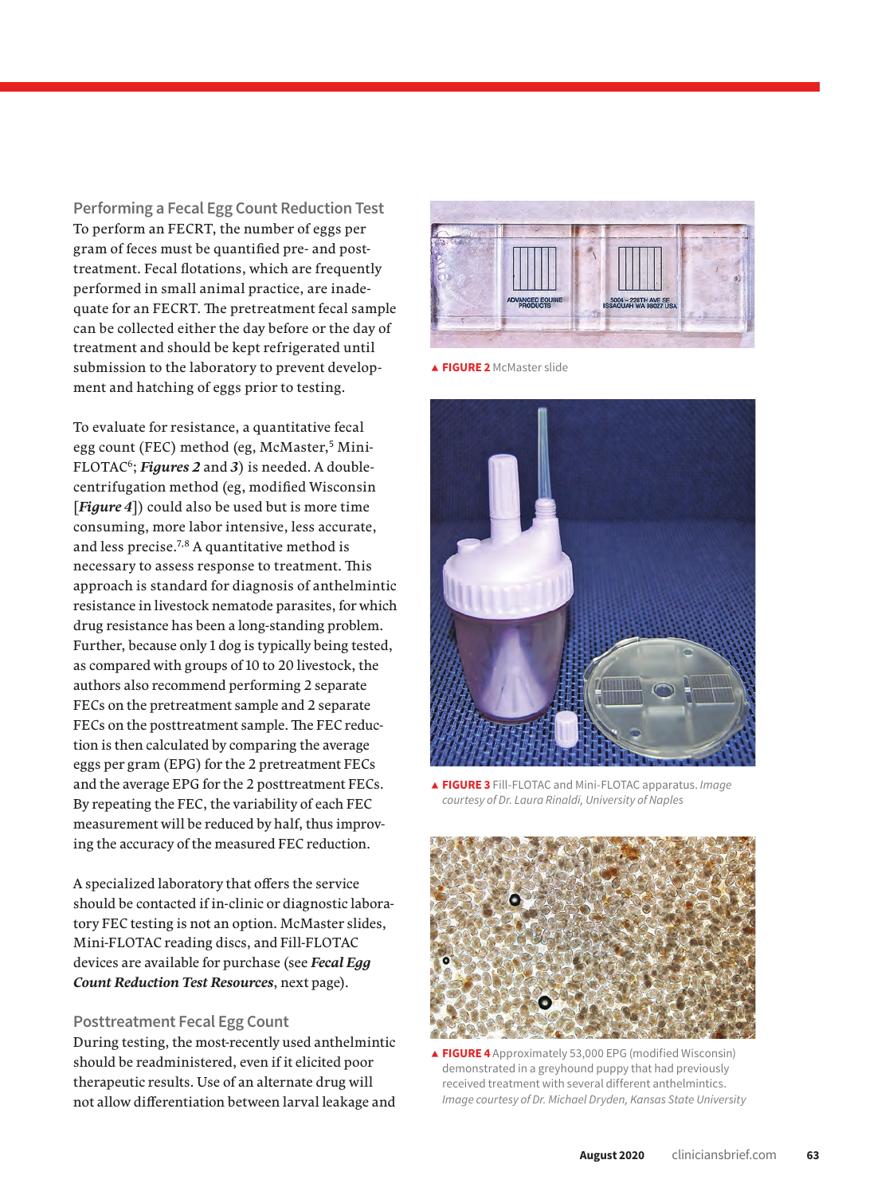### Performing a Fecal Egg Count Reduction Test

To perform an FECRT, the number of eggs per gram of feces must be quantified pre- and post-treatment. Fecal flotations, which are frequently performed in small animal practice, are inadequate for an FECRT. The pretreatment fecal sample can be collected either the day before or the day of treatment and should be kept refrigerated until submission to the laboratory to prevent development and hatching of eggs prior to testing.

To evaluate for resistance, a quantitative fecal egg count (FEC) method (eg, McMaster,[5] Mini-FLOTAC[6]; ***Figures 2*** and ***3***) is needed. A double-centrifugation method (eg, modified Wisconsin [***Figure 4***]) could also be used but is more time consuming, more labor intensive, less accurate, and less precise.[7,8] A quantitative method is necessary to assess response to treatment. This approach is standard for diagnosis of anthelmintic resistance in livestock nematode parasites, for which drug resistance has been a long-standing problem. Further, because only 1 dog is typically being tested, as compared with groups of 10 to 20 livestock, the authors also recommend performing 2 separate FECs on the pretreatment sample and 2 separate FECs on the posttreatment sample. The FEC reduction is then calculated by comparing the average eggs per gram (EPG) for the 2 pretreatment FECs and the average EPG for the 2 posttreatment FECs. By repeating the FEC, the variability of each FEC measurement will be reduced by half, thus improving the accuracy of the measured FEC reduction.

A specialized laboratory that offers the service should be contacted if in-clinic or diagnostic laboratory FEC testing is not an option. McMaster slides, Mini-FLOTAC reading discs, and Fill-FLOTAC devices are available for purchase (see ***Fecal Egg Count Reduction Test Resources***, next page).

### Posttreatment Fecal Egg Count

During testing, the most-recently used anthelmintic should be readministered, even if it elicited poor therapeutic results. Use of an alternate drug will not allow differentiation between larval leakage and

▲ **FIGURE 2** McMaster slide

▲ **FIGURE 3** Fill-FLOTAC and Mini-FLOTAC apparatus. *Image courtesy of Dr. Laura Rinaldi, University of Naples*

▲ **FIGURE 4** Approximately 53,000 EPG (modified Wisconsin) demonstrated in a greyhound puppy that had previously received treatment with several different anthelmintics. *Image courtesy of Dr. Michael Dryden, Kansas State University*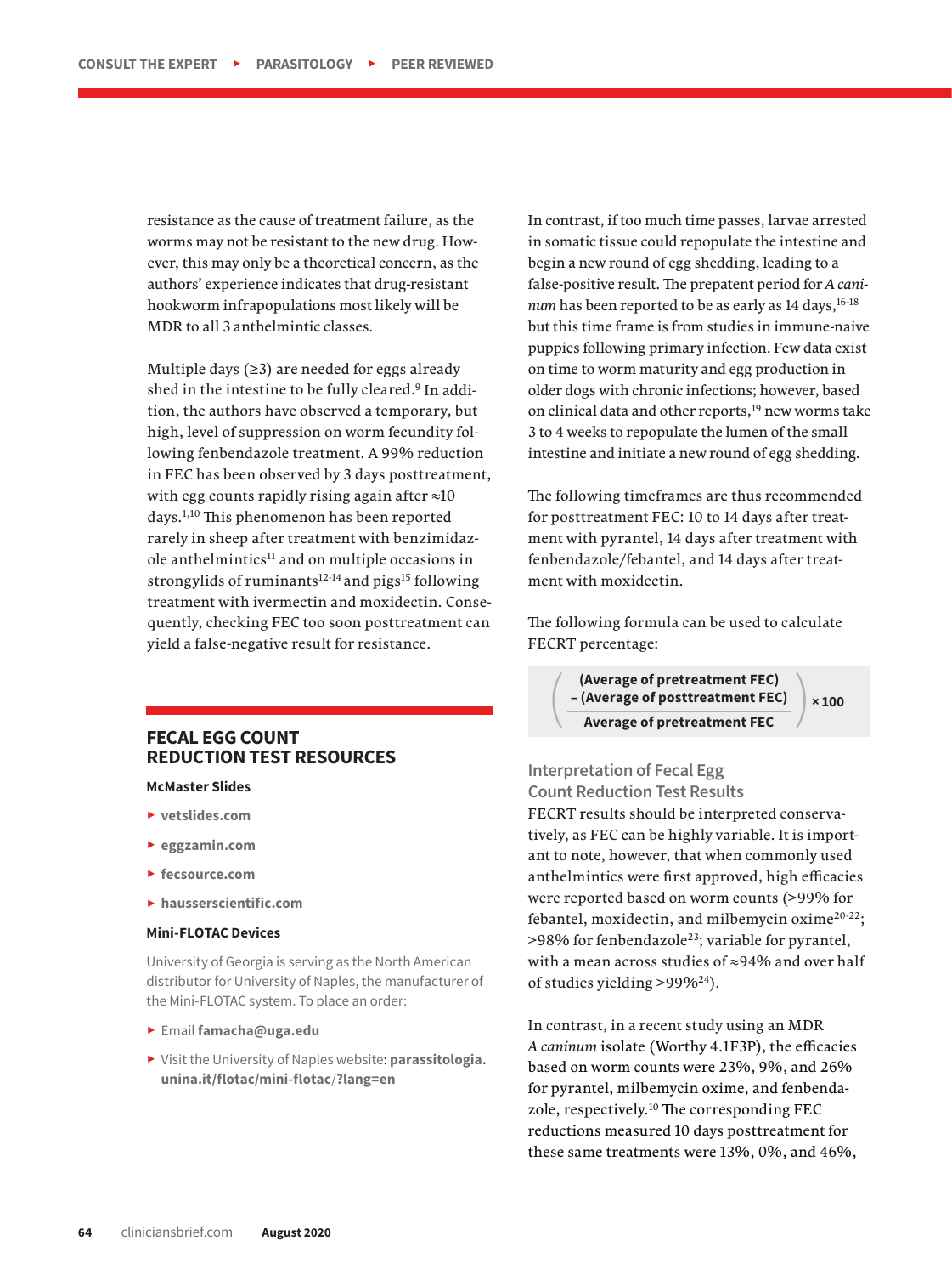resistance as the cause of treatment failure, as the worms may not be resistant to the new drug. However, this may only be a theoretical concern, as the authors' experience indicates that drug-resistant hookworm infrapopulations most likely will be MDR to all 3 anthelmintic classes.

Multiple days (≥3) are needed for eggs already shed in the intestine to be fully cleared.[9] In addition, the authors have observed a temporary, but high, level of suppression on worm fecundity following fenbendazole treatment. A 99% reduction in FEC has been observed by 3 days posttreatment, with egg counts rapidly rising again after ≈10 days.[1,10] This phenomenon has been reported rarely in sheep after treatment with benzimidazole anthelmintics[11] and on multiple occasions in strongylids of ruminants[12-14] and pigs[15] following treatment with ivermectin and moxidectin. Consequently, checking FEC too soon posttreatment can yield a false-negative result for resistance.

## FECAL EGG COUNT REDUCTION TEST RESOURCES

**McMaster Slides**

- **vetslides.com**
- **eggzamin.com**
- **fecsource.com**
- **hausserscientific.com**

**Mini-FLOTAC Devices**

University of Georgia is serving as the North American distributor for University of Naples, the manufacturer of the Mini-FLOTAC system. To place an order:

- Email **famacha@uga.edu**
- Visit the University of Naples website: **parassitologia.unina.it/flotac/mini-flotac/?lang=en**

In contrast, if too much time passes, larvae arrested in somatic tissue could repopulate the intestine and begin a new round of egg shedding, leading to a false-positive result. The prepatent period for *A caninum* has been reported to be as early as 14 days,[16-18] but this time frame is from studies in immune-naive puppies following primary infection. Few data exist on time to worm maturity and egg production in older dogs with chronic infections; however, based on clinical data and other reports,[19] new worms take 3 to 4 weeks to repopulate the lumen of the small intestine and initiate a new round of egg shedding.

The following timeframes are thus recommended for posttreatment FEC: 10 to 14 days after treatment with pyrantel, 14 days after treatment with fenbendazole/febantel, and 14 days after treatment with moxidectin.

The following formula can be used to calculate FECRT percentage:

$$\left(\frac{\text{(Average of pretreatment FEC)} - \text{(Average of posttreatment FEC)}}{\text{Average of pretreatment FEC}}\right) \times 100$$

### Interpretation of Fecal Egg Count Reduction Test Results

FECRT results should be interpreted conservatively, as FEC can be highly variable. It is important to note, however, that when commonly used anthelmintics were first approved, high efficacies were reported based on worm counts (>99% for febantel, moxidectin, and milbemycin oxime[20-22]; >98% for fenbendazole[23]; variable for pyrantel, with a mean across studies of ≈94% and over half of studies yielding >99%[24]).

In contrast, in a recent study using an MDR *A caninum* isolate (Worthy 4.1F3P), the efficacies based on worm counts were 23%, 9%, and 26% for pyrantel, milbemycin oxime, and fenbendazole, respectively.[10] The corresponding FEC reductions measured 10 days posttreatment for these same treatments were 13%, 0%, and 46%,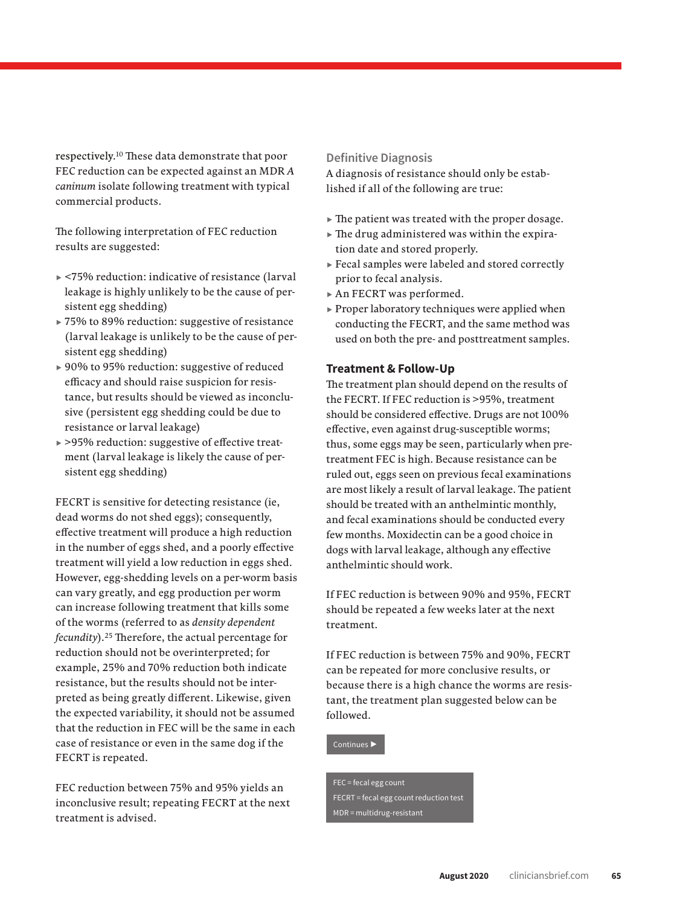respectively.[10] These data demonstrate that poor FEC reduction can be expected against an MDR *A caninum* isolate following treatment with typical commercial products.

The following interpretation of FEC reduction results are suggested:

- <75% reduction: indicative of resistance (larval leakage is highly unlikely to be the cause of persistent egg shedding)
- 75% to 89% reduction: suggestive of resistance (larval leakage is unlikely to be the cause of persistent egg shedding)
- 90% to 95% reduction: suggestive of reduced efficacy and should raise suspicion for resistance, but results should be viewed as inconclusive (persistent egg shedding could be due to resistance or larval leakage)
- >95% reduction: suggestive of effective treatment (larval leakage is likely the cause of persistent egg shedding)

FECRT is sensitive for detecting resistance (ie, dead worms do not shed eggs); consequently, effective treatment will produce a high reduction in the number of eggs shed, and a poorly effective treatment will yield a low reduction in eggs shed. However, egg-shedding levels on a per-worm basis can vary greatly, and egg production per worm can increase following treatment that kills some of the worms (referred to as *density dependent fecundity*).[25] Therefore, the actual percentage for reduction should not be overinterpreted; for example, 25% and 70% reduction both indicate resistance, but the results should not be interpreted as being greatly different. Likewise, given the expected variability, it should not be assumed that the reduction in FEC will be the same in each case of resistance or even in the same dog if the FECRT is repeated.

FEC reduction between 75% and 95% yields an inconclusive result; repeating FECRT at the next treatment is advised.

### Definitive Diagnosis

A diagnosis of resistance should only be established if all of the following are true:

- The patient was treated with the proper dosage.
- The drug administered was within the expiration date and stored properly.
- Fecal samples were labeled and stored correctly prior to fecal analysis.
- An FECRT was performed.
- Proper laboratory techniques were applied when conducting the FECRT, and the same method was used on both the pre- and posttreatment samples.

## Treatment & Follow-Up

The treatment plan should depend on the results of the FECRT. If FEC reduction is >95%, treatment should be considered effective. Drugs are not 100% effective, even against drug-susceptible worms; thus, some eggs may be seen, particularly when pretreatment FEC is high. Because resistance can be ruled out, eggs seen on previous fecal examinations are most likely a result of larval leakage. The patient should be treated with an anthelmintic monthly, and fecal examinations should be conducted every few months. Moxidectin can be a good choice in dogs with larval leakage, although any effective anthelmintic should work.

If FEC reduction is between 90% and 95%, FECRT should be repeated a few weeks later at the next treatment.

If FEC reduction is between 75% and 90%, FECRT can be repeated for more conclusive results, or because there is a high chance the worms are resistant, the treatment plan suggested below can be followed.

Continues ▶

FEC = fecal egg count
FECRT = fecal egg count reduction test
MDR = multidrug-resistant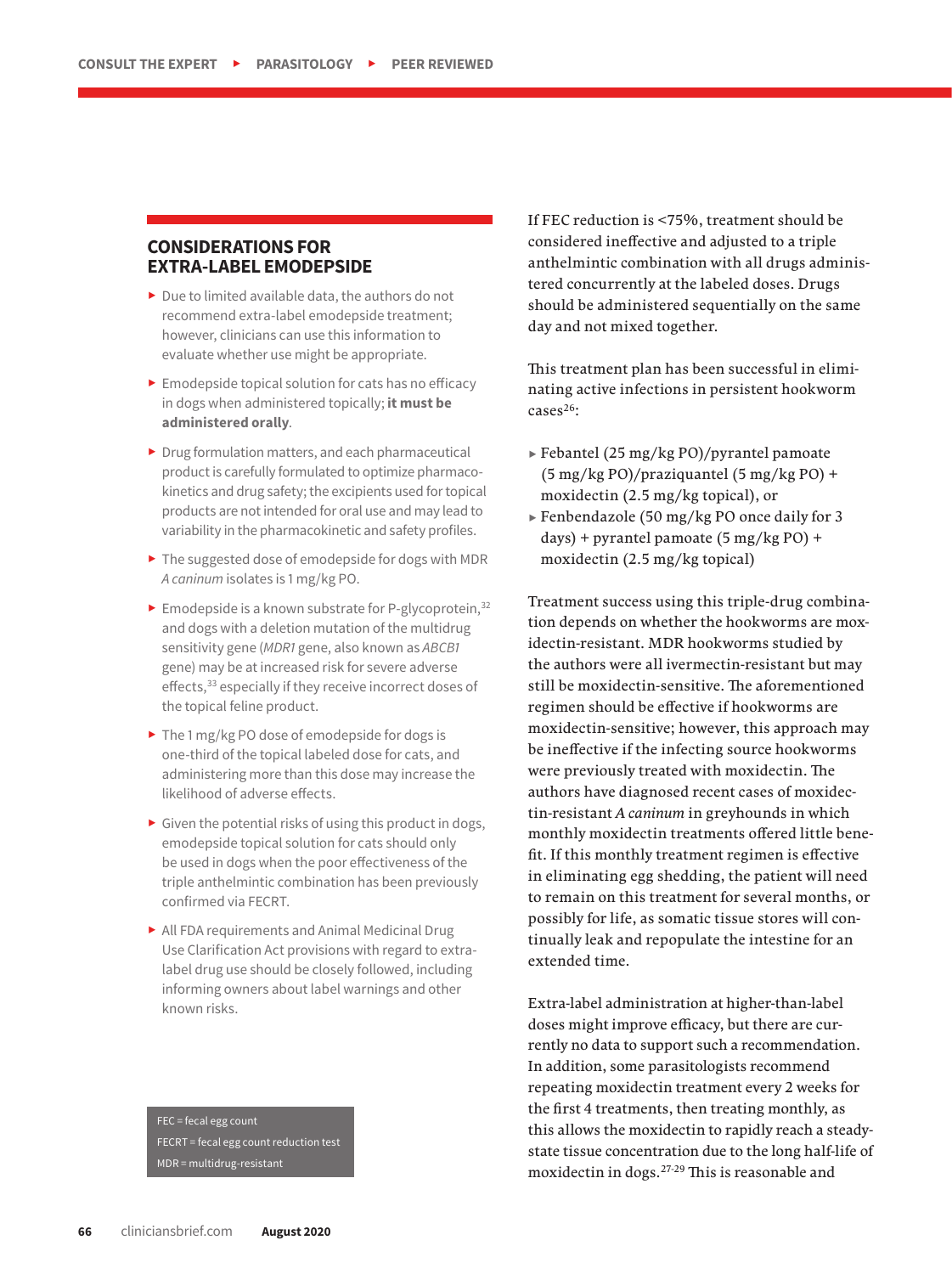## CONSIDERATIONS FOR EXTRA-LABEL EMODEPSIDE

- Due to limited available data, the authors do not recommend extra-label emodepside treatment; however, clinicians can use this information to evaluate whether use might be appropriate.
- Emodepside topical solution for cats has no efficacy in dogs when administered topically; **it must be administered orally**.
- Drug formulation matters, and each pharmaceutical product is carefully formulated to optimize pharmacokinetics and drug safety; the excipients used for topical products are not intended for oral use and may lead to variability in the pharmacokinetic and safety profiles.
- The suggested dose of emodepside for dogs with MDR *A caninum* isolates is 1 mg/kg PO.
- Emodepside is a known substrate for P-glycoprotein,[32] and dogs with a deletion mutation of the multidrug sensitivity gene (*MDR1* gene, also known as *ABCB1* gene) may be at increased risk for severe adverse effects,[33] especially if they receive incorrect doses of the topical feline product.
- The 1 mg/kg PO dose of emodepside for dogs is one-third of the topical labeled dose for cats, and administering more than this dose may increase the likelihood of adverse effects.
- Given the potential risks of using this product in dogs, emodepside topical solution for cats should only be used in dogs when the poor effectiveness of the triple anthelmintic combination has been previously confirmed via FECRT.
- All FDA requirements and Animal Medicinal Drug Use Clarification Act provisions with regard to extra-label drug use should be closely followed, including informing owners about label warnings and other known risks.

FEC = fecal egg count
FECRT = fecal egg count reduction test
MDR = multidrug-resistant

If FEC reduction is <75%, treatment should be considered ineffective and adjusted to a triple anthelmintic combination with all drugs administered concurrently at the labeled doses. Drugs should be administered sequentially on the same day and not mixed together.

This treatment plan has been successful in eliminating active infections in persistent hookworm cases[26]:

- Febantel (25 mg/kg PO)/pyrantel pamoate (5 mg/kg PO)/praziquantel (5 mg/kg PO) + moxidectin (2.5 mg/kg topical), or
- Fenbendazole (50 mg/kg PO once daily for 3 days) + pyrantel pamoate (5 mg/kg PO) + moxidectin (2.5 mg/kg topical)

Treatment success using this triple-drug combination depends on whether the hookworms are moxidectin-resistant. MDR hookworms studied by the authors were all ivermectin-resistant but may still be moxidectin-sensitive. The aforementioned regimen should be effective if hookworms are moxidectin-sensitive; however, this approach may be ineffective if the infecting source hookworms were previously treated with moxidectin. The authors have diagnosed recent cases of moxidectin-resistant *A caninum* in greyhounds in which monthly moxidectin treatments offered little benefit. If this monthly treatment regimen is effective in eliminating egg shedding, the patient will need to remain on this treatment for several months, or possibly for life, as somatic tissue stores will continually leak and repopulate the intestine for an extended time.

Extra-label administration at higher-than-label doses might improve efficacy, but there are currently no data to support such a recommendation. In addition, some parasitologists recommend repeating moxidectin treatment every 2 weeks for the first 4 treatments, then treating monthly, as this allows the moxidectin to rapidly reach a steady-state tissue concentration due to the long half-life of moxidectin in dogs.[27-29] This is reasonable and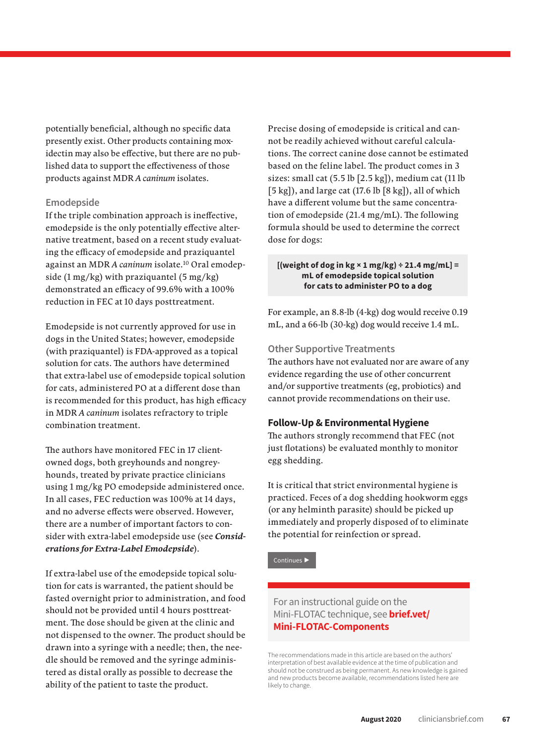potentially beneficial, although no specific data presently exist. Other products containing moxidectin may also be effective, but there are no published data to support the effectiveness of those products against MDR *A caninum* isolates.

### Emodepside

If the triple combination approach is ineffective, emodepside is the only potentially effective alternative treatment, based on a recent study evaluating the efficacy of emodepside and praziquantel against an MDR *A caninum* isolate.[10] Oral emodepside (1 mg/kg) with praziquantel (5 mg/kg) demonstrated an efficacy of 99.6% with a 100% reduction in FEC at 10 days posttreatment.

Emodepside is not currently approved for use in dogs in the United States; however, emodepside (with praziquantel) is FDA-approved as a topical solution for cats. The authors have determined that extra-label use of emodepside topical solution for cats, administered PO at a different dose than is recommended for this product, has high efficacy in MDR *A caninum* isolates refractory to triple combination treatment.

The authors have monitored FEC in 17 client-owned dogs, both greyhounds and nongreyhounds, treated by private practice clinicians using 1 mg/kg PO emodepside administered once. In all cases, FEC reduction was 100% at 14 days, and no adverse effects were observed. However, there are a number of important factors to consider with extra-label emodepside use (see ***Considerations for Extra-Label Emodepside***).

If extra-label use of the emodepside topical solution for cats is warranted, the patient should be fasted overnight prior to administration, and food should not be provided until 4 hours posttreatment. The dose should be given at the clinic and not dispensed to the owner. The product should be drawn into a syringe with a needle; then, the needle should be removed and the syringe administered as distal orally as possible to decrease the ability of the patient to taste the product.

Precise dosing of emodepside is critical and cannot be readily achieved without careful calculations. The correct canine dose cannot be estimated based on the feline label. The product comes in 3 sizes: small cat (5.5 lb [2.5 kg]), medium cat (11 lb [5 kg]), and large cat (17.6 lb [8 kg]), all of which have a different volume but the same concentration of emodepside (21.4 mg/mL). The following formula should be used to determine the correct dose for dogs:

**[(weight of dog in kg × 1 mg/kg) ÷ 21.4 mg/mL] = mL of emodepside topical solution for cats to administer PO to a dog**

For example, an 8.8-lb (4-kg) dog would receive 0.19 mL, and a 66-lb (30-kg) dog would receive 1.4 mL.

### Other Supportive Treatments

The authors have not evaluated nor are aware of any evidence regarding the use of other concurrent and/or supportive treatments (eg, probiotics) and cannot provide recommendations on their use.

## Follow-Up & Environmental Hygiene

The authors strongly recommend that FEC (not just flotations) be evaluated monthly to monitor egg shedding.

It is critical that strict environmental hygiene is practiced. Feces of a dog shedding hookworm eggs (or any helminth parasite) should be picked up immediately and properly disposed of to eliminate the potential for reinfection or spread.

Continues ▶

For an instructional guide on the Mini-FLOTAC technique, see **brief.vet/Mini-FLOTAC-Components**

The recommendations made in this article are based on the authors' interpretation of best available evidence at the time of publication and should not be construed as being permanent. As new knowledge is gained and new products become available, recommendations listed here are likely to change.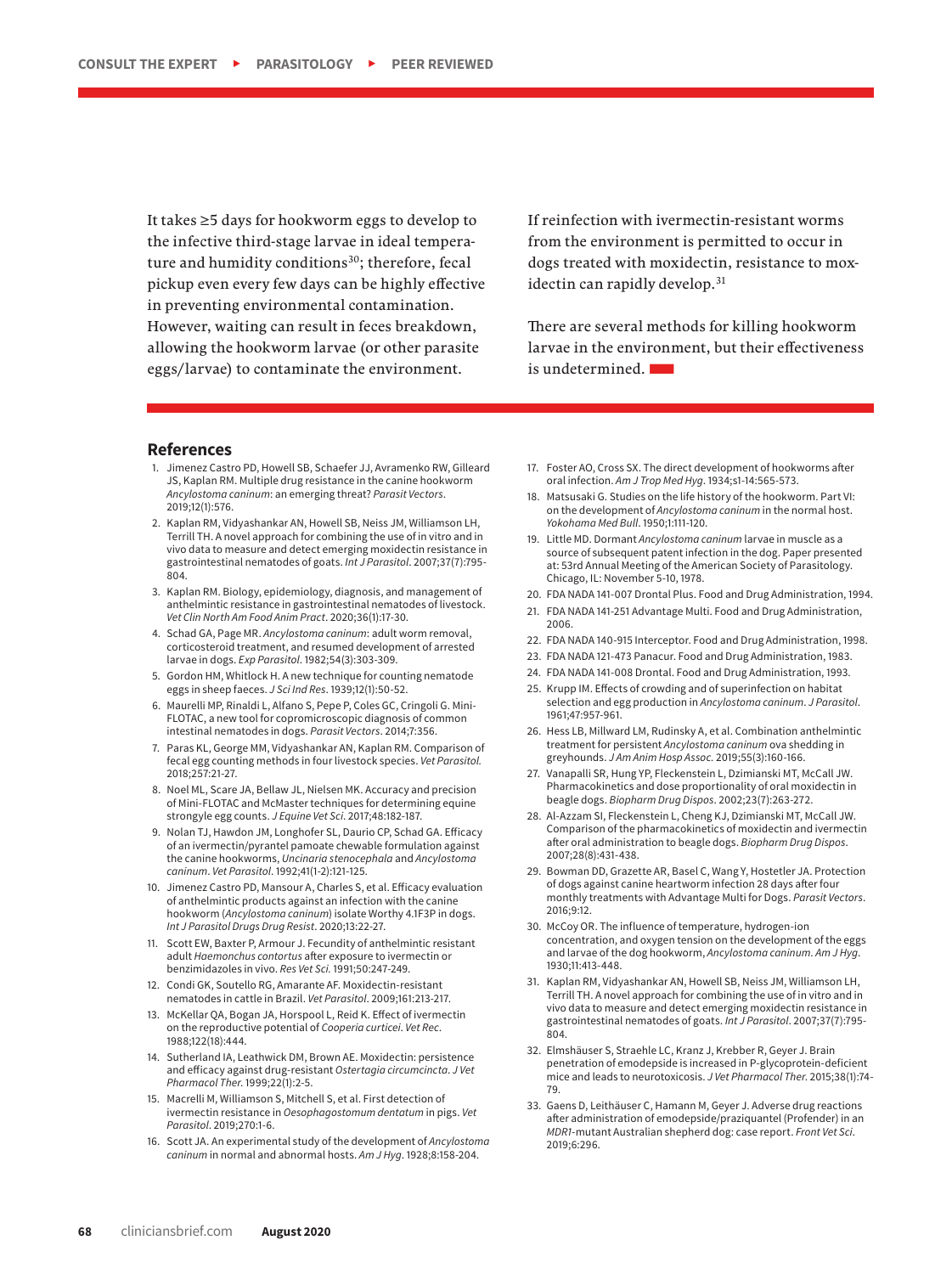It takes ≥5 days for hookworm eggs to develop to the infective third-stage larvae in ideal temperature and humidity conditions[30]; therefore, fecal pickup even every few days can be highly effective in preventing environmental contamination. However, waiting can result in feces breakdown, allowing the hookworm larvae (or other parasite eggs/larvae) to contaminate the environment.

If reinfection with ivermectin-resistant worms from the environment is permitted to occur in dogs treated with moxidectin, resistance to moxidectin can rapidly develop.[31]

There are several methods for killing hookworm larvae in the environment, but their effectiveness is undetermined.

## References

1. Jimenez Castro PD, Howell SB, Schaefer JJ, Avramenko RW, Gilleard JS, Kaplan RM. Multiple drug resistance in the canine hookworm *Ancylostoma caninum*: an emerging threat? *Parasit Vectors*. 2019;12(1):576.
2. Kaplan RM, Vidyashankar AN, Howell SB, Neiss JM, Williamson LH, Terrill TH. A novel approach for combining the use of in vitro and in vivo data to measure and detect emerging moxidectin resistance in gastrointestinal nematodes of goats. *Int J Parasitol*. 2007;37(7):795-804.
3. Kaplan RM. Biology, epidemiology, diagnosis, and management of anthelmintic resistance in gastrointestinal nematodes of livestock. *Vet Clin North Am Food Anim Pract*. 2020;36(1):17-30.
4. Schad GA, Page MR. *Ancylostoma caninum*: adult worm removal, corticosteroid treatment, and resumed development of arrested larvae in dogs. *Exp Parasitol*. 1982;54(3):303-309.
5. Gordon HM, Whitlock H. A new technique for counting nematode eggs in sheep faeces. *J Sci Ind Res*. 1939;12(1):50-52.
6. Maurelli MP, Rinaldi L, Alfano S, Pepe P, Coles GC, Cringoli G. Mini-FLOTAC, a new tool for copromicroscopic diagnosis of common intestinal nematodes in dogs. *Parasit Vectors*. 2014;7:356.
7. Paras KL, George MM, Vidyashankar AN, Kaplan RM. Comparison of fecal egg counting methods in four livestock species. *Vet Parasitol.* 2018;257:21-27.
8. Noel ML, Scare JA, Bellaw JL, Nielsen MK. Accuracy and precision of Mini-FLOTAC and McMaster techniques for determining equine strongyle egg counts. *J Equine Vet Sci*. 2017;48:182-187.
9. Nolan TJ, Hawdon JM, Longhofer SL, Daurio CP, Schad GA. Efficacy of an ivermectin/pyrantel pamoate chewable formulation against the canine hookworms, *Uncinaria stenocephala* and *Ancylostoma caninum*. *Vet Parasitol*. 1992;41(1-2):121-125.
10. Jimenez Castro PD, Mansour A, Charles S, et al. Efficacy evaluation of anthelmintic products against an infection with the canine hookworm (*Ancylostoma caninum*) isolate Worthy 4.1F3P in dogs. *Int J Parasitol Drugs Drug Resist*. 2020;13:22-27.
11. Scott EW, Baxter P, Armour J. Fecundity of anthelmintic resistant adult *Haemonchus contortus* after exposure to ivermectin or benzimidazoles in vivo. *Res Vet Sci*. 1991;50:247-249.
12. Condi GK, Soutello RG, Amarante AF. Moxidectin-resistant nematodes in cattle in Brazil. *Vet Parasitol*. 2009;161:213-217.
13. McKellar QA, Bogan JA, Horspool L, Reid K. Effect of ivermectin on the reproductive potential of *Cooperia curticei*. *Vet Rec*. 1988;122(18):444.
14. Sutherland IA, Leathwick DM, Brown AE. Moxidectin: persistence and efficacy against drug-resistant *Ostertagia circumcincta*. *J Vet Pharmacol Ther*. 1999;22(1):2-5.
15. Macrelli M, Williamson S, Mitchell S, et al. First detection of ivermectin resistance in *Oesophagostomum dentatum* in pigs. *Vet Parasitol*. 2019;270:1-6.
16. Scott JA. An experimental study of the development of *Ancylostoma caninum* in normal and abnormal hosts. *Am J Hyg*. 1928;8:158-204.
17. Foster AO, Cross SX. The direct development of hookworms after oral infection. *Am J Trop Med Hyg*. 1934;s1-14:565-573.
18. Matsusaki G. Studies on the life history of the hookworm. Part VI: on the development of *Ancylostoma caninum* in the normal host. *Yokohama Med Bull*. 1950;1:111-120.
19. Little MD. Dormant *Ancylostoma caninum* larvae in muscle as a source of subsequent patent infection in the dog. Paper presented at: 53rd Annual Meeting of the American Society of Parasitology. Chicago, IL: November 5-10, 1978.
20. FDA NADA 141-007 Drontal Plus. Food and Drug Administration, 1994.
21. FDA NADA 141-251 Advantage Multi. Food and Drug Administration, 2006.
22. FDA NADA 140-915 Interceptor. Food and Drug Administration, 1998.
23. FDA NADA 121-473 Panacur. Food and Drug Administration, 1983.
24. FDA NADA 141-008 Drontal. Food and Drug Administration, 1993.
25. Krupp IM. Effects of crowding and of superinfection on habitat selection and egg production in *Ancylostoma caninum*. *J Parasitol*. 1961;47:957-961.
26. Hess LB, Millward LM, Rudinsky A, et al. Combination anthelmintic treatment for persistent *Ancylostoma caninum* ova shedding in greyhounds. *J Am Anim Hosp Assoc*. 2019;55(3):160-166.
27. Vanapalli SR, Hung YP, Fleckenstein L, Dzimianski MT, McCall JW. Pharmacokinetics and dose proportionality of oral moxidectin in beagle dogs. *Biopharm Drug Dispos*. 2002;23(7):263-272.
28. Al-Azzam SI, Fleckenstein L, Cheng KJ, Dzimianski MT, McCall JW. Comparison of the pharmacokinetics of moxidectin and ivermectin after oral administration to beagle dogs. *Biopharm Drug Dispos*. 2007;28(8):431-438.
29. Bowman DD, Grazette AR, Basel C, Wang Y, Hostetler JA. Protection of dogs against canine heartworm infection 28 days after four monthly treatments with Advantage Multi for Dogs. *Parasit Vectors*. 2016;9:12.
30. McCoy OR. The influence of temperature, hydrogen-ion concentration, and oxygen tension on the development of the eggs and larvae of the dog hookworm, *Ancylostoma caninum*. *Am J Hyg*. 1930;11:413-448.
31. Kaplan RM, Vidyashankar AN, Howell SB, Neiss JM, Williamson LH, Terrill TH. A novel approach for combining the use of in vitro and in vivo data to measure and detect emerging moxidectin resistance in gastrointestinal nematodes of goats. *Int J Parasitol*. 2007;37(7):795-804.
32. Elmshäuser S, Straehle LC, Kranz J, Krebber R, Geyer J. Brain penetration of emodepside is increased in P-glycoprotein-deficient mice and leads to neurotoxicosis. *J Vet Pharmacol Ther.* 2015;38(1):74-79.
33. Gaens D, Leithäuser C, Hamann M, Geyer J. Adverse drug reactions after administration of emodepside/praziquantel (Profender) in an *MDR1*-mutant Australian shepherd dog: case report. *Front Vet Sci*. 2019;6:296.